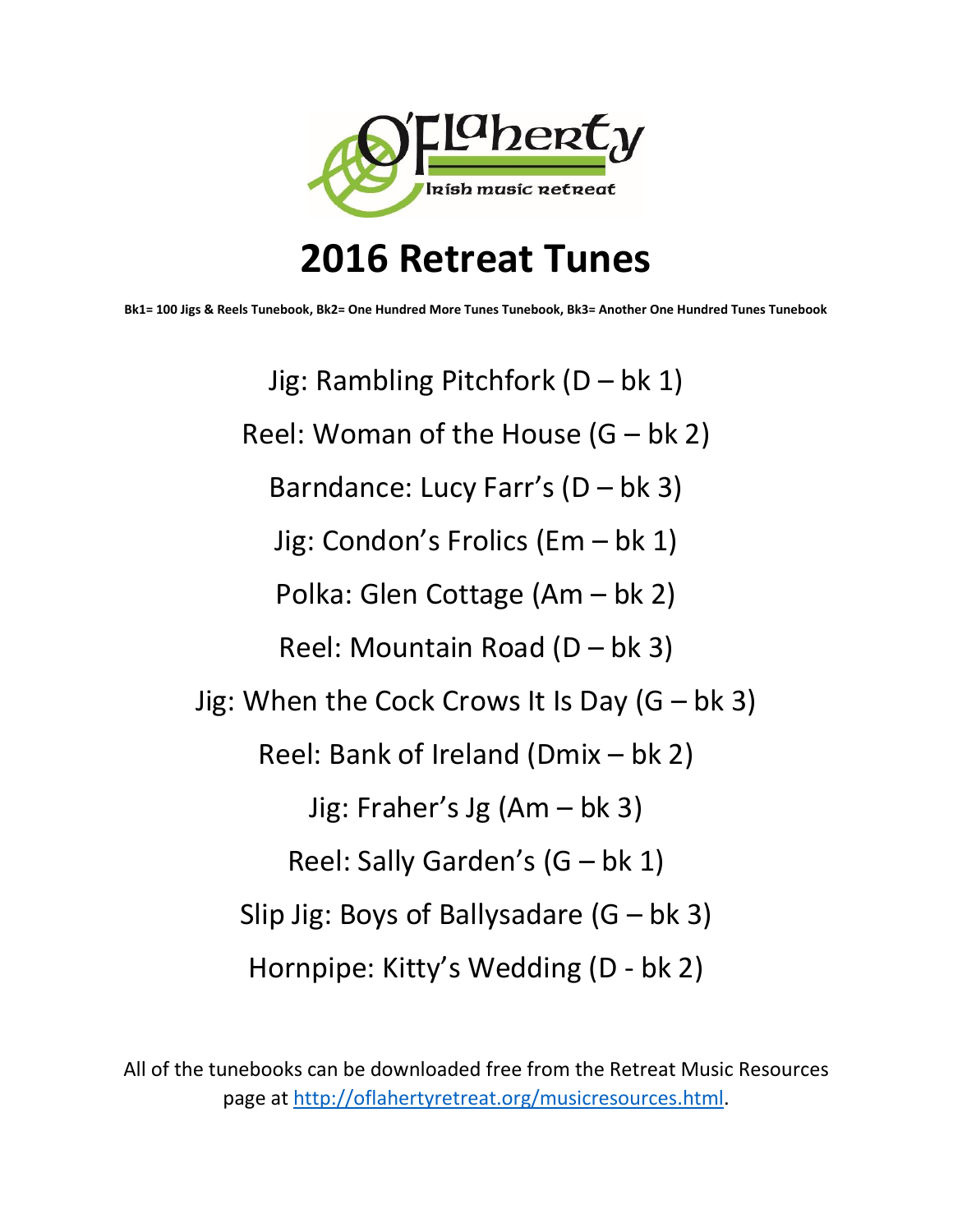# 2016 Retreat Tunes

**Bk1= 100 Jigs & Reels Tunebook, Bk2= One Hundred More Tunes Tunebook, Bk3= Another One Hundred Tunes Tunebook**

Jig: Rambling Pitchfork (D – bk 1)

Reel: Woman of the House (G – bk 2)

Barndance: Lucy Farr's (D – bk 3)

Jig: Condon's Frolics (Em – bk 1)

Polka: Glen Cottage (Am – bk 2)

Reel: Mountain Road (D – bk 3)

Jig: When the Cock Crows It Is Day (G – bk 3)

Reel: Bank of Ireland (Dmix – bk 2)

Jig: Fraher's Jg (Am – bk 3)

Reel: Sally Garden's (G – bk 1)

Slip Jig: Boys of Ballysadare (G – bk 3)

Hornpipe: Kitty's Wedding (D - bk 2)

All of the tunebooks can be downloaded free from the Retreat Music Resources page at http://oflahertyretreat.org/musicresources.html.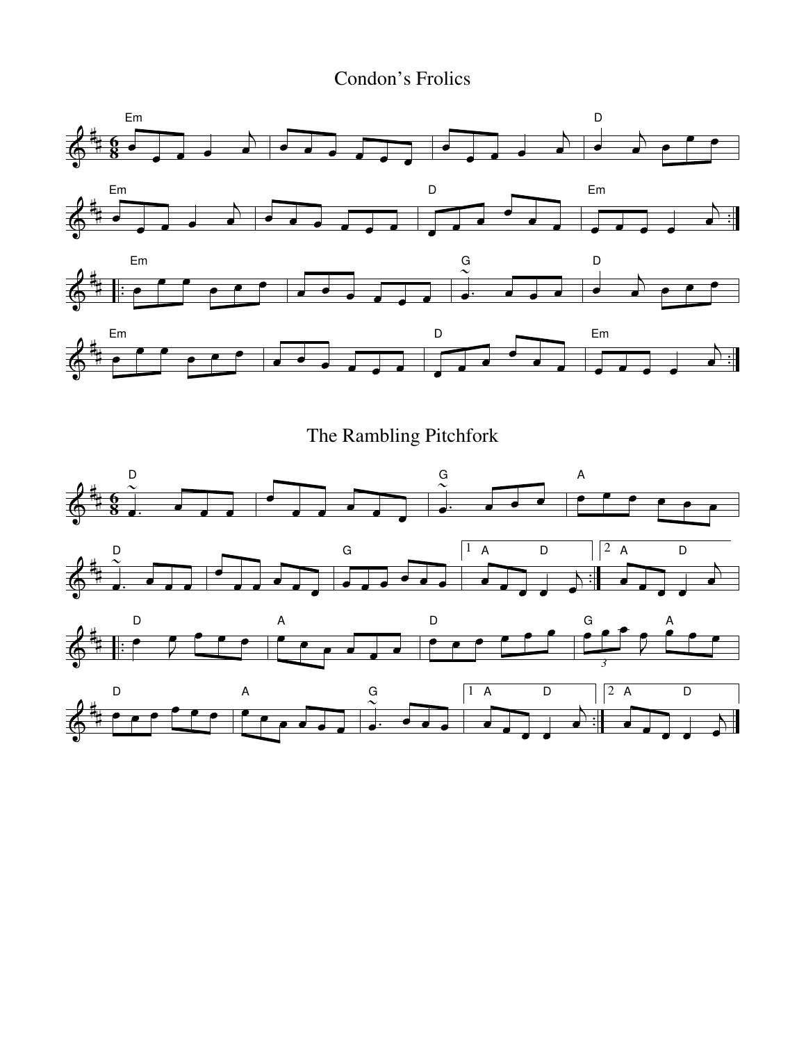# Condon's Frolics

# The Rambling Pitchfork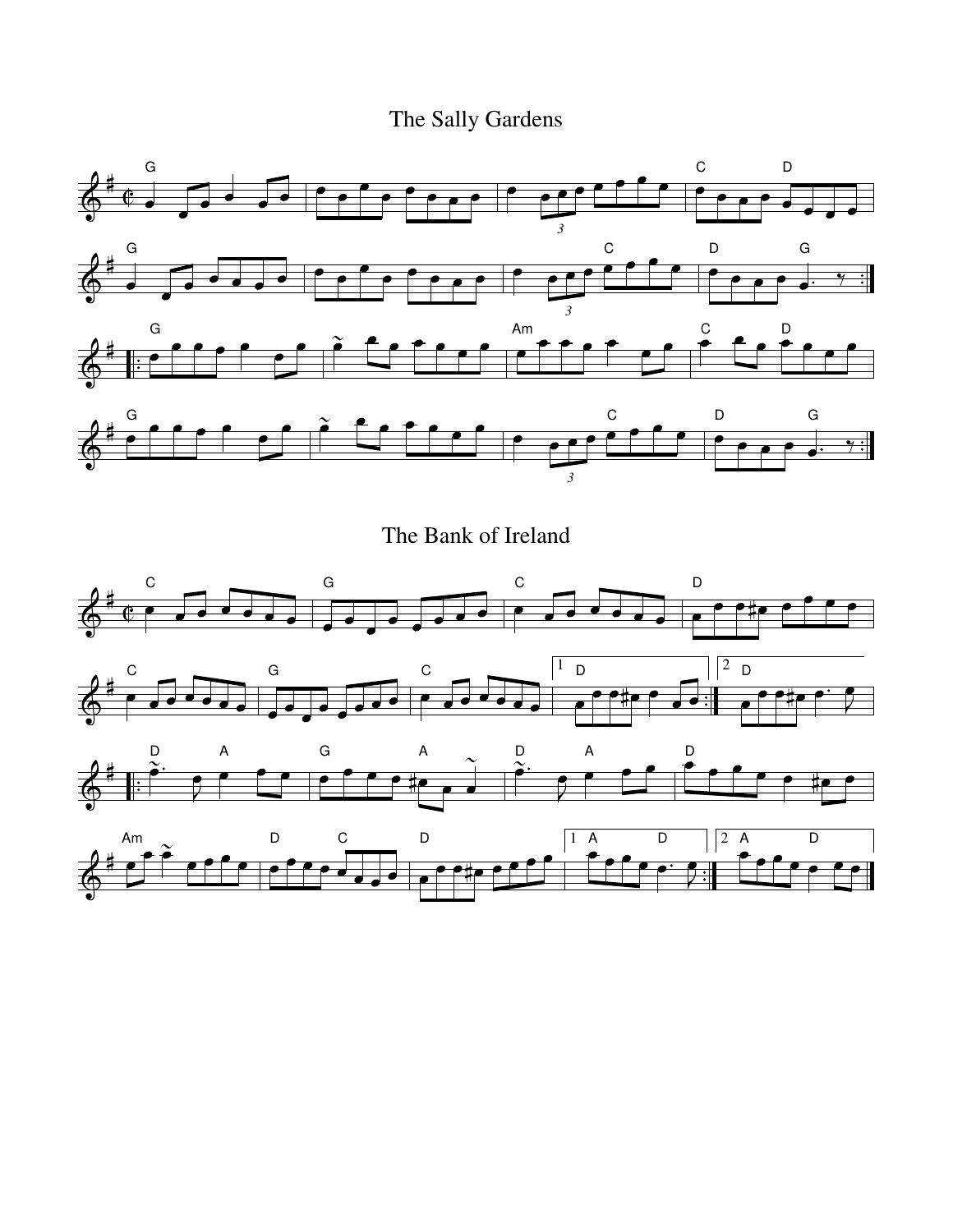# The Sally Gardens

# The Bank of Ireland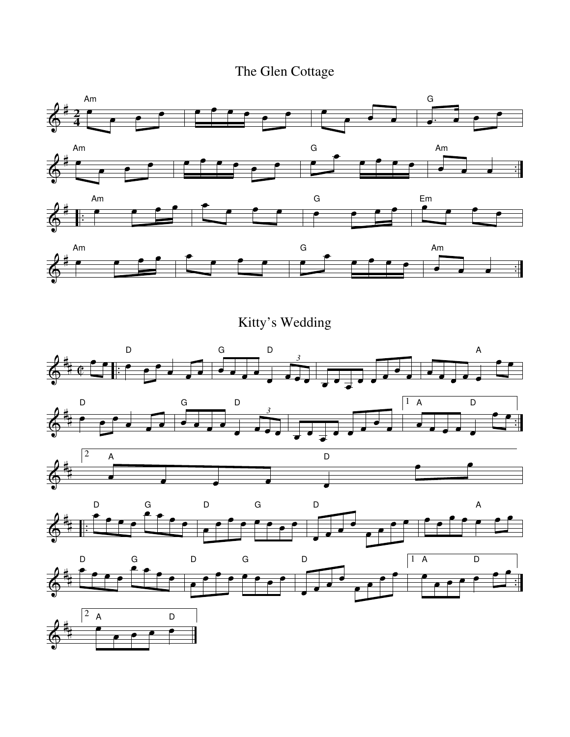# The Glen Cottage

# Kitty's Wedding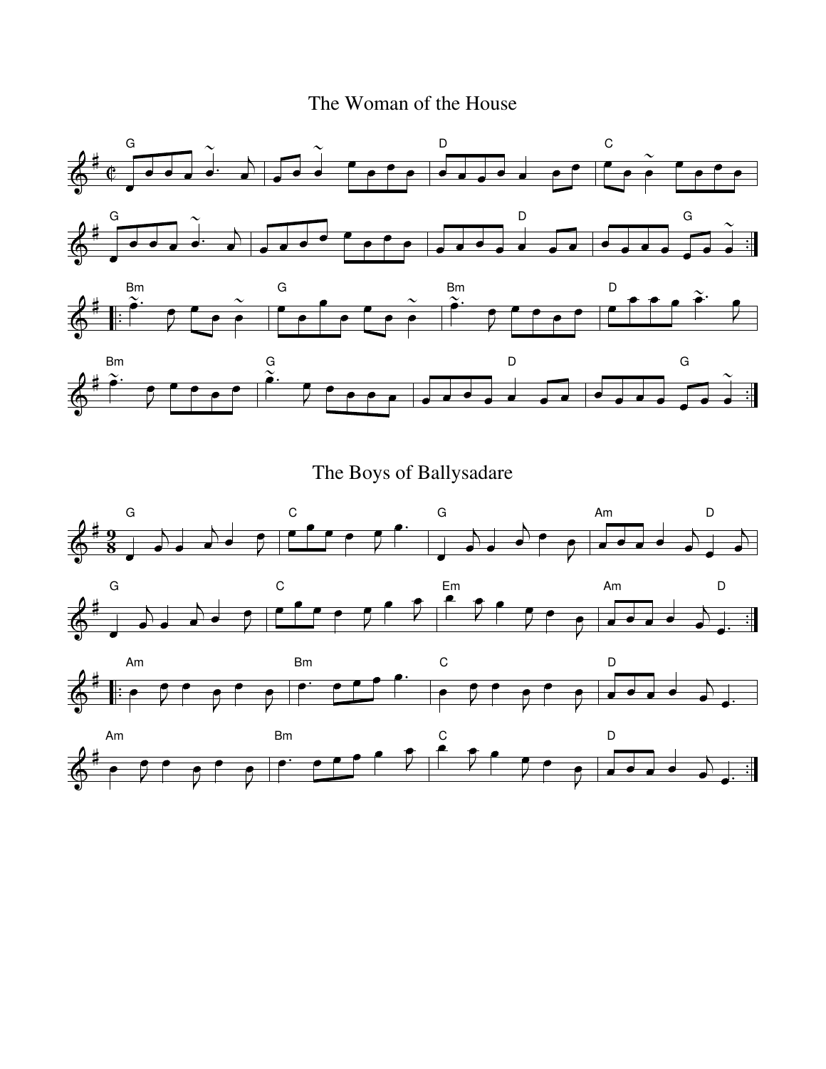# The Woman of the House

# The Boys of Ballysadare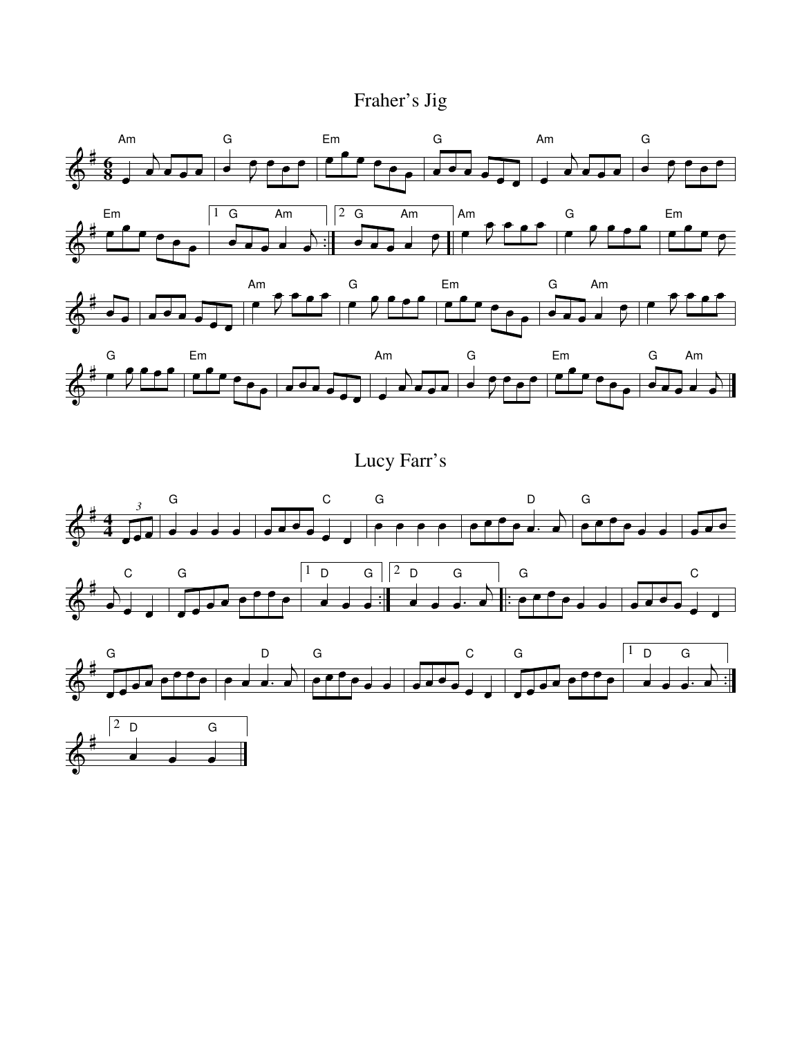# Fraher's Jig

# Lucy Farr's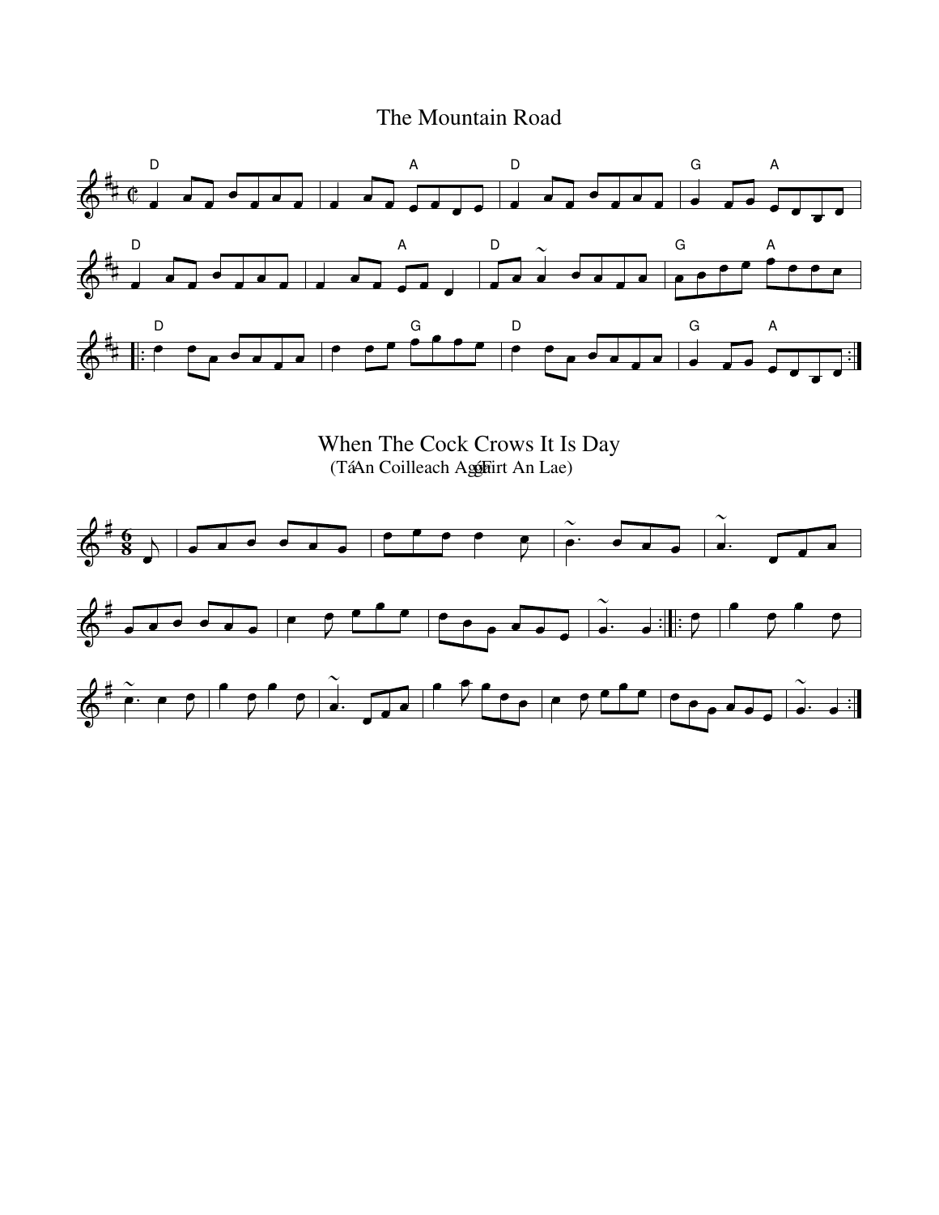# The Mountain Road

# When The Cock Crows It Is Day

(Tá An Coilleach Ag Fógairt An Lae)